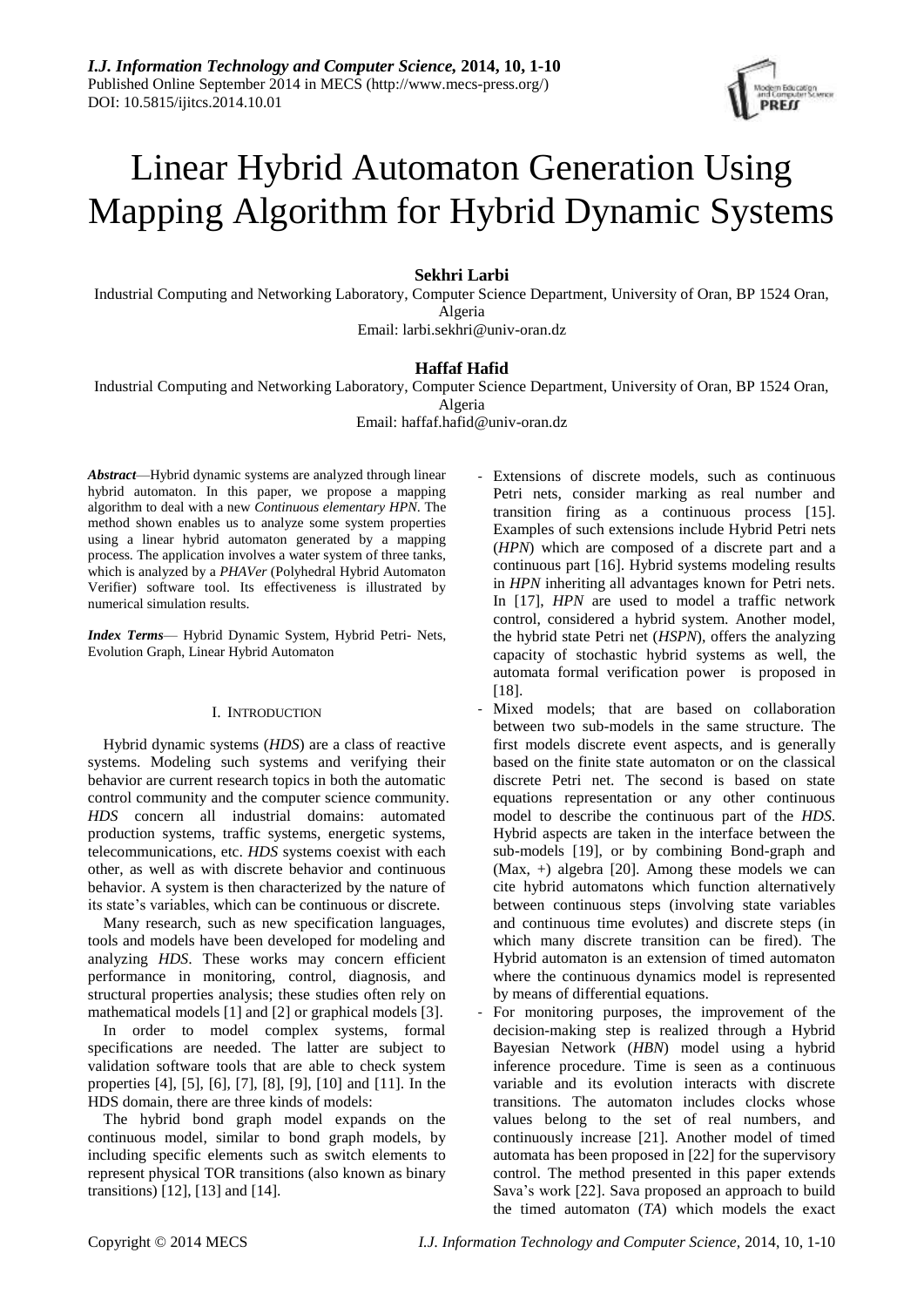# Linear Hybrid Automaton Generation Using Mapping Algorithm for Hybrid Dynamic Systems

**Sekhri Larbi**

Industrial Computing and Networking Laboratory, Computer Science Department, University of Oran, BP 1524 Oran, Algeria

Email: larbi.sekhri@univ-oran.dz

**Haffaf Hafid**

Industrial Computing and Networking Laboratory, Computer Science Department, University of Oran, BP 1524 Oran, Algeria

Email: haffaf.hafid@univ-oran.dz

***Abstract***—Hybrid dynamic systems are analyzed through linear hybrid automaton. In this paper, we propose a mapping algorithm to deal with a new *Continuous elementary HPN*. The method shown enables us to analyze some system properties using a linear hybrid automaton generated by a mapping process. The application involves a water system of three tanks, which is analyzed by a *PHAVer* (Polyhedral Hybrid Automaton Verifier) software tool. Its effectiveness is illustrated by numerical simulation results.

***Index Terms***— Hybrid Dynamic System, Hybrid Petri- Nets, Evolution Graph, Linear Hybrid Automaton

## I. Introduction

Hybrid dynamic systems (*HDS*) are a class of reactive systems. Modeling such systems and verifying their behavior are current research topics in both the automatic control community and the computer science community. *HDS* concern all industrial domains: automated production systems, traffic systems, energetic systems, telecommunications, etc. *HDS* systems coexist with each other, as well as with discrete behavior and continuous behavior. A system is then characterized by the nature of its state's variables, which can be continuous or discrete.

Many research, such as new specification languages, tools and models have been developed for modeling and analyzing *HDS*. These works may concern efficient performance in monitoring, control, diagnosis, and structural properties analysis; these studies often rely on mathematical models [1] and [2] or graphical models [3].

In order to model complex systems, formal specifications are needed. The latter are subject to validation software tools that are able to check system properties [4], [5], [6], [7], [8], [9], [10] and [11]. In the HDS domain, there are three kinds of models:

The hybrid bond graph model expands on the continuous model, similar to bond graph models, by including specific elements such as switch elements to represent physical TOR transitions (also known as binary transitions) [12], [13] and [14].

- Extensions of discrete models, such as continuous Petri nets, consider marking as real number and transition firing as a continuous process [15]. Examples of such extensions include Hybrid Petri nets (*HPN*) which are composed of a discrete part and a continuous part [16]. Hybrid systems modeling results in *HPN* inheriting all advantages known for Petri nets. In [17], *HPN* are used to model a traffic network control, considered a hybrid system. Another model, the hybrid state Petri net (*HSPN*), offers the analyzing capacity of stochastic hybrid systems as well, the automata formal verification power is proposed in [18].
- Mixed models; that are based on collaboration between two sub-models in the same structure. The first models discrete event aspects, and is generally based on the finite state automaton or on the classical discrete Petri net. The second is based on state equations representation or any other continuous model to describe the continuous part of the *HDS*. Hybrid aspects are taken in the interface between the sub-models [19], or by combining Bond-graph and (Max, +) algebra [20]. Among these models we can cite hybrid automatons which function alternatively between continuous steps (involving state variables and continuous time evolutes) and discrete steps (in which many discrete transition can be fired). The Hybrid automaton is an extension of timed automaton where the continuous dynamics model is represented by means of differential equations.
- For monitoring purposes, the improvement of the decision-making step is realized through a Hybrid Bayesian Network (*HBN*) model using a hybrid inference procedure. Time is seen as a continuous variable and its evolution interacts with discrete transitions. The automaton includes clocks whose values belong to the set of real numbers, and continuously increase [21]. Another model of timed automata has been proposed in [22] for the supervisory control. The method presented in this paper extends Sava's work [22]. Sava proposed an approach to build the timed automaton (*TA*) which models the exact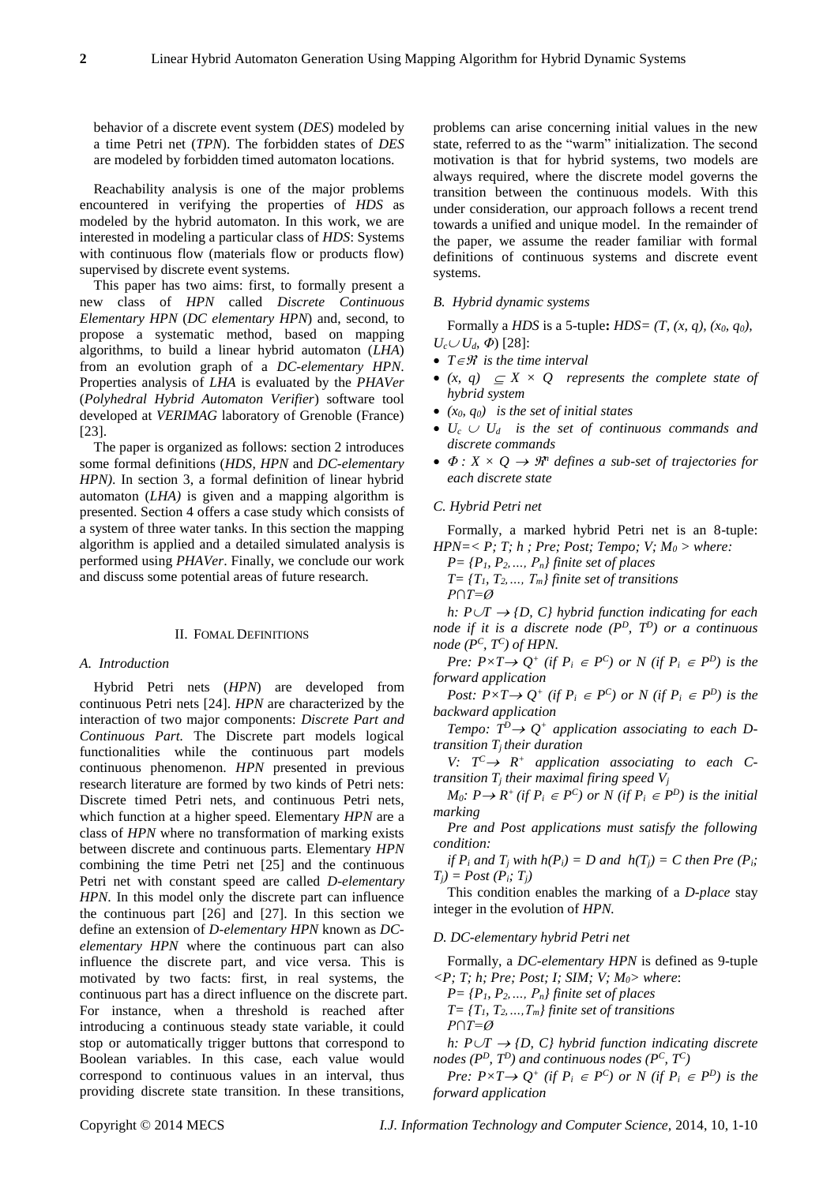behavior of a discrete event system (*DES*) modeled by a time Petri net (*TPN*). The forbidden states of *DES* are modeled by forbidden timed automaton locations.

Reachability analysis is one of the major problems encountered in verifying the properties of *HDS* as modeled by the hybrid automaton. In this work, we are interested in modeling a particular class of *HDS*: Systems with continuous flow (materials flow or products flow) supervised by discrete event systems.

This paper has two aims: first, to formally present a new class of *HPN* called *Discrete Continuous Elementary HPN* (*DC elementary HPN*) and, second, to propose a systematic method, based on mapping algorithms, to build a linear hybrid automaton (*LHA*) from an evolution graph of a *DC-elementary HPN*. Properties analysis of *LHA* is evaluated by the *PHAVer* (*Polyhedral Hybrid Automaton Verifier*) software tool developed at *VERIMAG* laboratory of Grenoble (France) [23].

The paper is organized as follows: section 2 introduces some formal definitions (*HDS, HPN* and *DC-elementary HPN*). In section 3, a formal definition of linear hybrid automaton (*LHA)* is given and a mapping algorithm is presented. Section 4 offers a case study which consists of a system of three water tanks. In this section the mapping algorithm is applied and a detailed simulated analysis is performed using *PHAVer*. Finally, we conclude our work and discuss some potential areas of future research.

## II. Fomal Definitions

### A. Introduction

Hybrid Petri nets (*HPN*) are developed from continuous Petri nets [24]. *HPN* are characterized by the interaction of two major components: *Discrete Part and Continuous Part.* The Discrete part models logical functionalities while the continuous part models continuous phenomenon. *HPN* presented in previous research literature are formed by two kinds of Petri nets: Discrete timed Petri nets, and continuous Petri nets, which function at a higher speed. Elementary *HPN* are a class of *HPN* where no transformation of marking exists between discrete and continuous parts. Elementary *HPN* combining the time Petri net [25] and the continuous Petri net with constant speed are called *D-elementary HPN*. In this model only the discrete part can influence the continuous part [26] and [27]. In this section we define an extension of *D-elementary HPN* known as *DC-elementary HPN* where the continuous part can also influence the discrete part, and vice versa. This is motivated by two facts: first, in real systems, the continuous part has a direct influence on the discrete part. For instance, when a threshold is reached after introducing a continuous steady state variable, it could stop or automatically trigger buttons that correspond to Boolean variables. In this case, each value would correspond to continuous values in an interval, thus providing discrete state transition. In these transitions, problems can arise concerning initial values in the new state, referred to as the "warm" initialization. The second motivation is that for hybrid systems, two models are always required, where the discrete model governs the transition between the continuous models. With this under consideration, our approach follows a recent trend towards a unified and unique model. In the remainder of the paper, we assume the reader familiar with formal definitions of continuous systems and discrete event systems.

### B. Hybrid dynamic systems

Formally a *HDS* is a 5-tuple**:** $HDS= (T, (x, q), (x_0, q_0), U_c \cup U_d, \Phi)$ [28]:

- $T \in \Re$ *is the time interval*
- $(x, q) \subseteq X \times Q$ *represents the complete state of hybrid system*
- $(x_0, q_0)$ *is the set of initial states*
- $U_c \cup U_d$ *is the set of continuous commands and discrete commands*
- $\Phi : X \times Q \rightarrow \Re^n$ *defines a sub-set of trajectories for each discrete state*

### C. Hybrid Petri net

Formally, a marked hybrid Petri net is an 8-tuple: $HPN=< P; T; h ; Pre; Post; Tempo; V; M_0 >$ *where:*

$P= \{P_1, P_2, \ldots, P_n\}$ *finite set of places*

$T= \{T_1, T_2, \ldots, T_m\}$ *finite set of transitions*

$P \cap T = \emptyset$

$h: P \cup T \rightarrow \{D, C\}$ *hybrid function indicating for each node if it is a discrete node* $(P^D, T^D)$ *or a continuous node* $(P^C, T^C)$ *of HPN.*

$Pre: P \times T \rightarrow Q^+$ *(if* $P_i \in P^C$*) or N (if* $P_i \in P^D$*) is the forward application*

$Post: P \times T \rightarrow Q^+$ *(if* $P_i \in P^C$*) or N (if* $P_i \in P^D$*) is the backward application*

$Tempo: T^D \rightarrow Q^+$ *application associating to each D-transition* $T_j$ *their duration*

$V: T^C \rightarrow R^+$ *application associating to each C-transition* $T_j$ *their maximal firing speed* $V_j$

$M_0: P \rightarrow R^+$ *(if* $P_i \in P^C$*) or N (if* $P_i \in P^D$*) is the initial marking*

*Pre and Post applications must satisfy the following condition:*

*if* $P_i$ *and* $T_j$ *with* $h(P_i) = D$ *and* $h(T_j) = C$ *then* $Pre (P_i; T_j) = Post (P_i; T_j)$

This condition enables the marking of a *D-place* stay integer in the evolution of *HPN.*

### D. DC-elementary hybrid Petri net

Formally, a *DC-elementary HPN* is defined as 9-tuple $<P; T; h; Pre; Post; I; SIM; V; M_0>$ *where*:

$P= \{P_1, P_2, \ldots, P_n\}$ *finite set of places*

$T= \{T_1, T_2, \ldots, T_m\}$ *finite set of transitions*

$P \cap T = \emptyset$

$h: P \cup T \rightarrow \{D, C\}$ *hybrid function indicating discrete nodes* $(P^D, T^D)$ *and continuous nodes* $(P^C, T^C)$

$Pre: P \times T \rightarrow Q^+$ *(if* $P_i \in P^C$*) or N (if* $P_i \in P^D$*) is the forward application*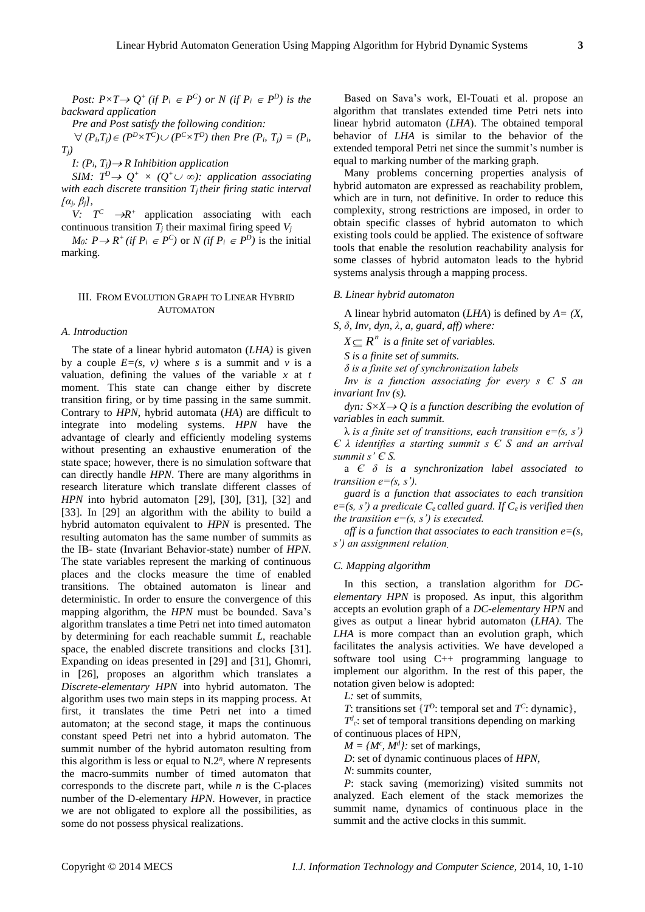*Post:* $P \times T \rightarrow Q^+$ *(if* $P_i \in P^C$*) or N (if* $P_i \in P^D$*) is the backward application*

*Pre and Post satisfy the following condition:*

$\forall (P_i,T_j) \in (P^D \times T^C) \cup (P^C \times T^D)$ *then* $Pre(P_i, T_j) = (P_i, T_j)$

*I:* $(P_i, T_j) \rightarrow R$ *Inhibition application*

*SIM:* $T^D \rightarrow Q^+ \times (Q^+ \cup \infty)$*: application associating with each discrete transition* $T_j$ *their firing static interval* $[\alpha_j, \beta_j]$,

*V:* $T^C \rightarrow R^+$ application associating with each continuous transition $T_j$ their maximal firing speed $V_j$

$M_0$*:* $P \rightarrow R^+$ *(if* $P_i \in P^C$*)* or *N (if* $P_i \in P^D$*)* is the initial marking.

## III. From Evolution Graph to Linear Hybrid Automaton

### *A. Introduction*

The state of a linear hybrid automaton (*LHA)* is given by a couple $E=(s, v)$ where *s* is a summit and *v* is a valuation, defining the values of the variable *x* at *t* moment. This state can change either by discrete transition firing, or by time passing in the same summit. Contrary to *HPN*, hybrid automata (*HA*) are difficult to integrate into modeling systems. *HPN* have the advantage of clearly and efficiently modeling systems without presenting an exhaustive enumeration of the state space; however, there is no simulation software that can directly handle *HPN.* There are many algorithms in research literature which translate different classes of *HPN* into hybrid automaton [29], [30], [31], [32] and [33]. In [29] an algorithm with the ability to build a hybrid automaton equivalent to *HPN* is presented. The resulting automaton has the same number of summits as the IB- state (Invariant Behavior-state) number of *HPN.* The state variables represent the marking of continuous places and the clocks measure the time of enabled transitions. The obtained automaton is linear and deterministic. In order to ensure the convergence of this mapping algorithm, the *HPN* must be bounded. Sava's algorithm translates a time Petri net into timed automaton by determining for each reachable summit *L*, reachable space, the enabled discrete transitions and clocks [31]. Expanding on ideas presented in [29] and [31], Ghomri, in [26], proposes an algorithm which translates a *Discrete-elementary HPN* into hybrid automaton. The algorithm uses two main steps in its mapping process. At first, it translates the time Petri net into a timed automaton; at the second stage, it maps the continuous constant speed Petri net into a hybrid automaton. The summit number of the hybrid automaton resulting from this algorithm is less or equal to $N.2^n$, where *N* represents the macro-summits number of timed automaton that corresponds to the discrete part, while *n* is the C-places number of the D-elementary *HPN*. However, in practice we are not obligated to explore all the possibilities, as some do not possess physical realizations.

Based on Sava's work, El-Touati et al. propose an algorithm that translates extended time Petri nets into linear hybrid automaton (*LHA*). The obtained temporal behavior of *LHA* is similar to the behavior of the extended temporal Petri net since the summit's number is equal to marking number of the marking graph.

Many problems concerning properties analysis of hybrid automaton are expressed as reachability problem, which are in turn, not definitive. In order to reduce this complexity, strong restrictions are imposed, in order to obtain specific classes of hybrid automaton to which existing tools could be applied. The existence of software tools that enable the resolution reachability analysis for some classes of hybrid automaton leads to the hybrid systems analysis through a mapping process.

### *B. Linear hybrid automaton*

A linear hybrid automaton (*LHA*) is defined by *A= (X, S, δ, Inv, dyn, λ, a, guard, aff) where:*

$X \subseteq R^n$ *is a finite set of variables.*

*S is a finite set of summits.*

*δ is a finite set of synchronization labels*

*Inv is a function associating for every* $s \in S$ *an invariant Inv (s).*

*dyn:* $S \times X \rightarrow Q$ *is a function describing the evolution of variables in each summit.*

*λ is a finite set of transitions, each transition* $e=(s, s') \in \lambda$ *identifies a starting summit* $s \in S$ *and an arrival summit* $s' \in S$.

a $\in$ *δ is a synchronization label associated to transition* $e=(s, s')$.

*guard is a function that associates to each transition* $e=(s, s')$ *a predicate* $C_e$ *called guard. If* $C_e$ *is verified then the transition* $e=(s, s')$ *is executed.*

*aff is a function that associates to each transition* $e=(s, s')$ *an assignment relation.*

### *C. Mapping algorithm*

In this section, a translation algorithm for *DC-elementary HPN* is proposed. As input, this algorithm accepts an evolution graph of a *DC-elementary HPN* and gives as output a linear hybrid automaton (*LHA).* The *LHA* is more compact than an evolution graph, which facilitates the analysis activities. We have developed a software tool using C++ programming language to implement our algorithm. In the rest of this paper, the notation given below is adopted:

*L:* set of summits,

*T*: transitions set {$T^D$: temporal set and $T^C$: dynamic},

$T^d_c$: set of temporal transitions depending on marking of continuous places of HPN,

$M = \{M^c, M^d\}$*:* set of markings,

*D*: set of dynamic continuous places of *HPN*,

*N*: summits counter,

*P*: stack saving (memorizing) visited summits not analyzed. Each element of the stack memorizes the summit name, dynamics of continuous place in the summit and the active clocks in this summit.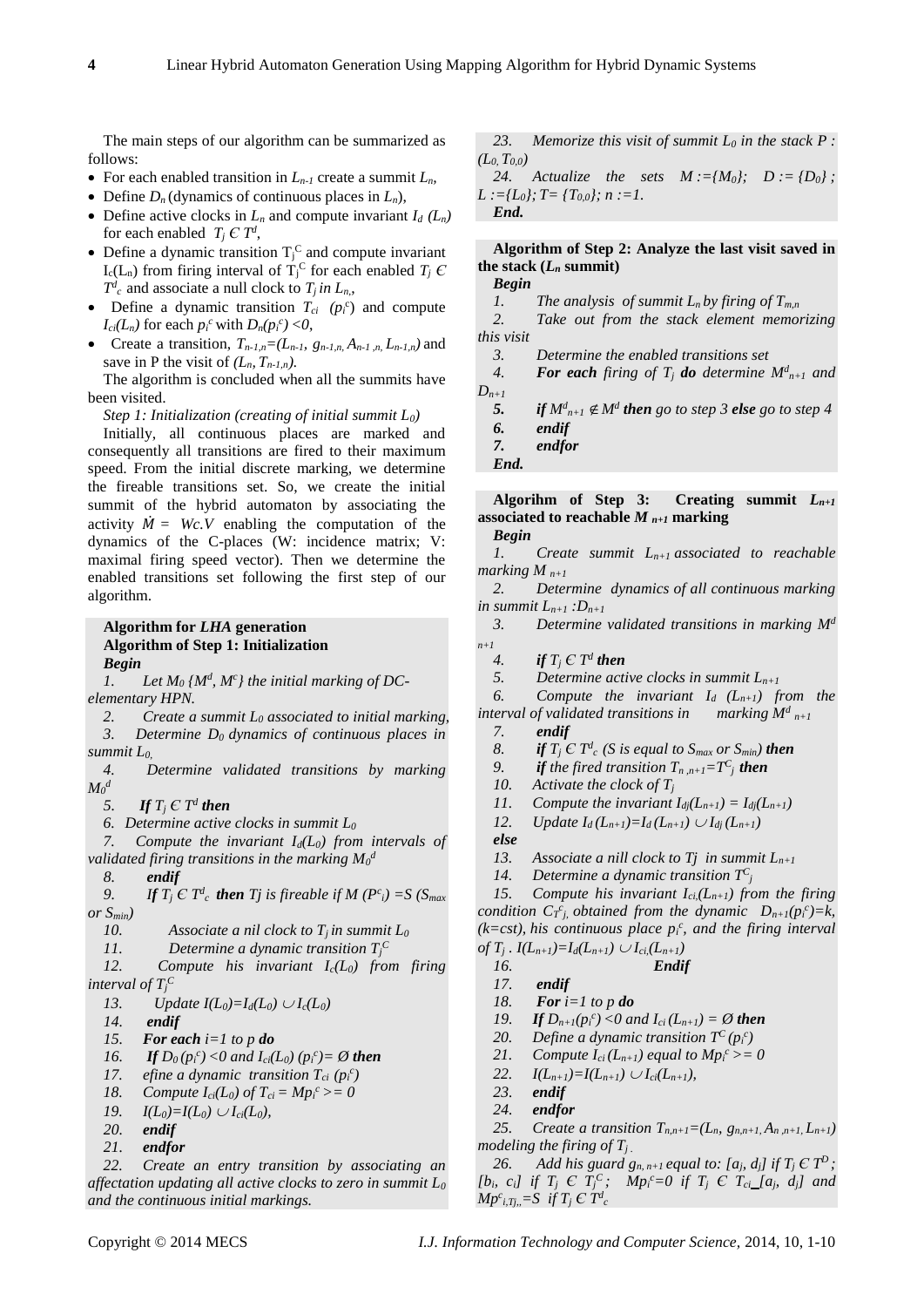The main steps of our algorithm can be summarized as follows:

- For each enabled transition in $L_{n-1}$ create a summit $L_n$,
- Define $D_n$ (dynamics of continuous places in $L_n$),
- Define active clocks in $L_n$ and compute invariant $I_d$ $(L_n)$ for each enabled $T_j \in T^d$,
- Define a dynamic transition $T_j^C$ and compute invariant $I_c(L_n)$ from firing interval of $T_j^C$ for each enabled $T_j \in T^d_c$ and associate a null clock to $T_j$ *in* $L_n$,
- Define a dynamic transition $T_{ci}$ $(p_i^c)$ and compute $I_{ci}(L_n)$ for each $p_i^c$ with $D_n(p_i^c) <0$,
- Create a transition, $T_{n-1,n}=(L_{n-1}, g_{n-1,n}, A_{n-1,n}, L_{n-1,n})$ and save in P the visit of $(L_n, T_{n-1,n})$.

The algorithm is concluded when all the summits have been visited.

*Step 1: Initialization (creating of initial summit $L_0$)*

Initially, all continuous places are marked and consequently all transitions are fired to their maximum speed. From the initial discrete marking, we determine the fireable transitions set. So, we create the initial summit of the hybrid automaton by associating the activity $\dot{M} = Wc.V$ enabling the computation of the dynamics of the C-places (W: incidence matrix; V: maximal firing speed vector). Then we determine the enabled transitions set following the first step of our algorithm.

**Algorithm for *LHA* generation**

**Algorithm of Step 1: Initialization**

***Begin***

1. *Let $M_0$ $\{M^d, M^c\}$ the initial marking of DC-elementary HPN.*
2. *Create a summit $L_0$ associated to initial marking,*
3. *Determine $D_0$ dynamics of continuous places in summit $L_0$,*
4. *Determine validated transitions by marking $M_0^d$*
5. ***If** $T_j \in T^d$ **then***
6. *Determine active clocks in summit $L_0$*
7. *Compute the invariant $I_d(L_0)$ from intervals of validated firing transitions in the marking $M_0^d$*
8. ***endif***
9. ***If** $T_j \in T^d_c$ **then** Tj is fireable if $M(P^c_i) = S$ ($S_{max}$ or $S_{min}$)*
10. *Associate a nil clock to $T_j$ in summit $L_0$*
11. *Determine a dynamic transition $T_j^C$*
12. *Compute his invariant $I_c(L_0)$ from firing interval of $T_j^C$*
13. *Update $I(L_0)=I_d(L_0) \cup I_c(L_0)$*
14. ***endif***
15. ***For each** i=1 to p **do***
16. ***If** $D_0(p_i^c) <0$ and $I_{ci}(L_0)(p_i^c)= \emptyset$ **then***
17. *efine a dynamic transition $T_{ci}$ $(p_i^c)$*
18. *Compute $I_{ci}(L_0)$ of $T_{ci} = Mp_i^c >= 0$*
19. *$I(L_0)=I(L_0) \cup I_{ci}(L_0)$,*
20. ***endif***
21. ***endfor***
22. *Create an entry transition by associating an affectation updating all active clocks to zero in summit $L_0$ and the continuous initial markings.*
23. *Memorize this visit of summit $L_0$ in the stack P : $(L_0, T_{0,0})$*
24. *Actualize the sets $M := \{M_0\}$; $D := \{D_0\}$ ; $L := \{L_0\}$; $T= \{T_{0,0}\}$; $n := 1$.*

***End.***

**Algorithm of Step 2: Analyze the last visit saved in the stack ($L_n$ summit)**

***Begin***

1. *The analysis of summit $L_n$ by firing of $T_{m,n}$*
2. *Take out from the stack element memorizing this visit*
3. *Determine the enabled transitions set*
4. ***For each** firing of $T_j$ **do** determine $M^d_{n+1}$ and $D_{n+1}$*
5. ***if** $M^d_{n+1} \notin M^d$ **then** go to step 3 **else** go to step 4*
6. ***endif***
7. ***endfor***

***End.***

**Algorihm of Step 3: Creating summit $L_{n+1}$ associated to reachable $M_{n+1}$ marking**

***Begin***

1. *Create summit $L_{n+1}$ associated to reachable marking $M_{n+1}$*
2. *Determine dynamics of all continuous marking in summit $L_{n+1}$ :$D_{n+1}$*
3. *Determine validated transitions in marking $M^d_{n+1}$*
4. ***if** $T_j \in T^d$ **then***
5. *Determine active clocks in summit $L_{n+1}$*
6. *Compute the invariant $I_d$ $(L_{n+1})$ from the interval of validated transitions in marking $M^d_{n+1}$*
7. ***endif***
8. ***if** $T_j \in T^d_c$ (S is equal to $S_{max}$ or $S_{min}$) **then***
9. ***if** the fired transition $T_{n,n+1}=T^C_j$ **then***
10. *Activate the clock of $T_j$*
11. *Compute the invariant $I_{dj}(L_{n+1}) = I_{dj}(L_{n+1})$*
12. *Update $I_d(L_{n+1})=I_d(L_{n+1}) \cup I_{dj}(L_{n+1})$*

***else***

13. *Associate a nill clock to Tj in summit $L_{n+1}$*
14. *Determine a dynamic transition $T^C_j$*
15. *Compute his invariant $I_{ci}(L_{n+1})$ from the firing condition $C_{T^C_j}$, obtained from the dynamic $D_{n+1}(p_i^c)=k$, (k=cst), his continuous place $p_i^c$, and the firing interval of $T_j$ . $I(L_{n+1})=I_d(L_{n+1}) \cup I_{ci}(L_{n+1})$*
16. ***Endif***
17. ***endif***
18. ***For** i=1 to p **do***
19. ***If** $D_{n+1}(p_i^c) <0$ and $I_{ci}(L_{n+1}) = \emptyset$ **then***
20. *Define a dynamic transition $T^C(p_i^c)$*
21. *Compute $I_{ci}(L_{n+1})$ equal to $Mp_i^c >= 0$*
22. *$I(L_{n+1})=I(L_{n+1}) \cup I_{ci}(L_{n+1})$,*
23. ***endif***
24. ***endfor***
25. *Create a transition $T_{n,n+1}=(L_n, g_{n,n+1}, A_{n,n+1}, L_{n+1})$ modeling the firing of $T_j$.*
26. *Add his guard $g_{n,n+1}$ equal to: $[a_j, d_j]$ if $T_j \in T^D$ ; $[b_i, c_i]$ if $T_j \in T_j^C$ ; $Mp_i^c=0$ if $T_j \in T_{ci}$ $[a_j, d_j]$ and $Mp^c_{i,Tj} = S$ if $T_j \in T^d_c$*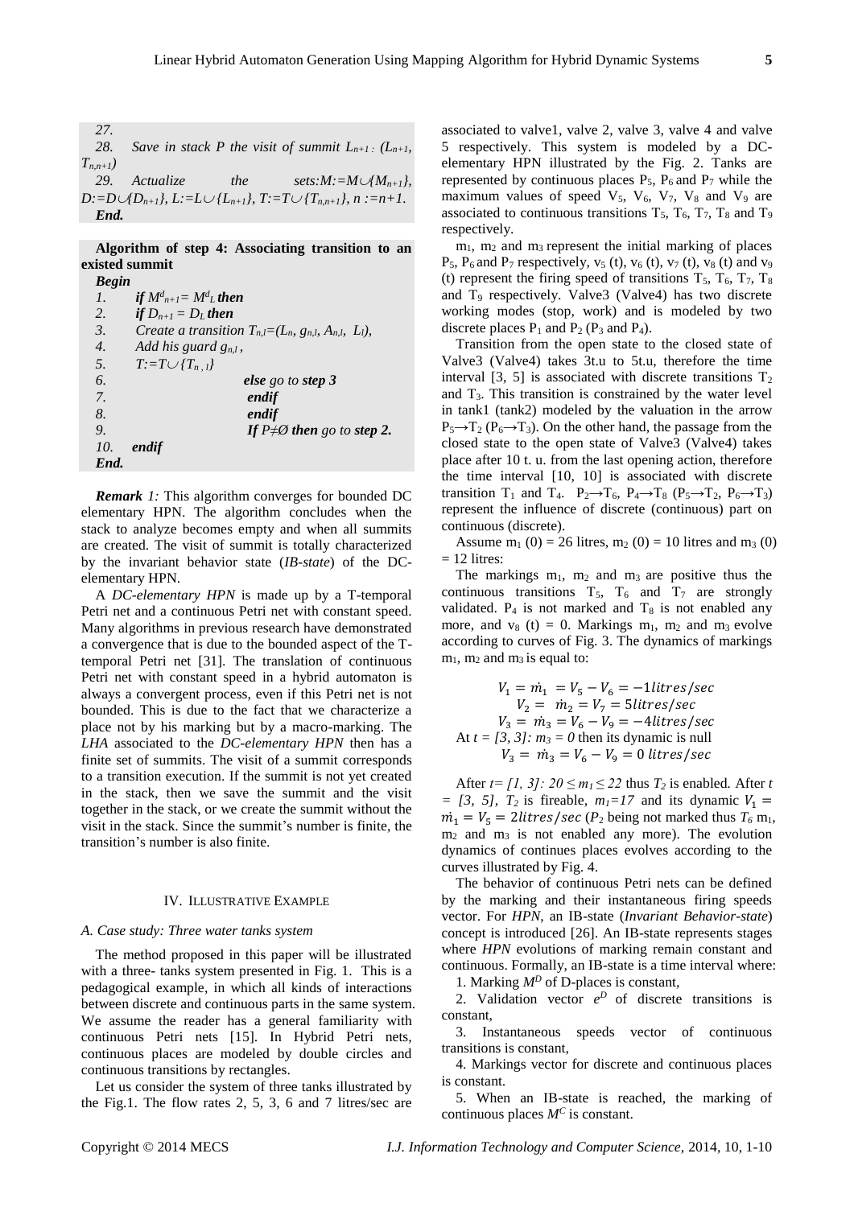27.

28. Save in stack P the visit of summit $L_{n+1}$ : $(L_{n+1}, T_{n,n+1})$

29. Actualize the sets: $M:=M\cup\{M_{n+1}\}$, $D:=D\cup\{D_{n+1}\}$, $L:=L\cup\{L_{n+1}\}$, $T:=T\cup\{T_{n,n+1}\}$, $n:=n+1$.

**End.**

**Algorithm of step 4: Associating transition to an existed summit**

**Begin**

1. **if** $M^d_{n+1}= M^d_L$ **then**
2. **if** $D_{n+1} = D_L$ **then**
3. Create a transition $T_{n,l}=(L_n, g_{n,l}, A_{n,l}, L_l)$,
4. Add his guard $g_{n,l}$,
5. $T:=T\cup\{T_{n,l}\}$
6. **else** go to **step 3**
7. **endif**
8. **endif**
9. **If** $P\neq\emptyset$ **then** go to **step 2.**
10. **endif**

**End.**

***Remark 1:*** This algorithm converges for bounded DC elementary HPN. The algorithm concludes when the stack to analyze becomes empty and when all summits are created. The visit of summit is totally characterized by the invariant behavior state (*IB-state*) of the DC-elementary HPN.

A *DC-elementary HPN* is made up by a T-temporal Petri net and a continuous Petri net with constant speed. Many algorithms in previous research have demonstrated a convergence that is due to the bounded aspect of the T-temporal Petri net [31]. The translation of continuous Petri net with constant speed in a hybrid automaton is always a convergent process, even if this Petri net is not bounded. This is due to the fact that we characterize a place not by his marking but by a macro-marking. The *LHA* associated to the *DC-elementary HPN* then has a finite set of summits. The visit of a summit corresponds to a transition execution. If the summit is not yet created in the stack, then we save the summit and the visit together in the stack, or we create the summit without the visit in the stack. Since the summit's number is finite, the transition's number is also finite.

## IV. Illustrative Example

### *A. Case study: Three water tanks system*

The method proposed in this paper will be illustrated with a three- tanks system presented in Fig. 1. This is a pedagogical example, in which all kinds of interactions between discrete and continuous parts in the same system. We assume the reader has a general familiarity with continuous Petri nets [15]. In Hybrid Petri nets, continuous places are modeled by double circles and continuous transitions by rectangles.

Let us consider the system of three tanks illustrated by the Fig.1. The flow rates 2, 5, 3, 6 and 7 litres/sec are associated to valve1, valve 2, valve 3, valve 4 and valve 5 respectively. This system is modeled by a DC-elementary HPN illustrated by the Fig. 2. Tanks are represented by continuous places $P_5$, $P_6$ and $P_7$ while the maximum values of speed $V_5$, $V_6$, $V_7$, $V_8$ and $V_9$ are associated to continuous transitions $T_5$, $T_6$, $T_7$, $T_8$ and $T_9$ respectively.

$m_1$, $m_2$ and $m_3$ represent the initial marking of places $P_5$, $P_6$ and $P_7$ respectively, $v_5(t)$, $v_6(t)$, $v_7(t)$, $v_8(t)$ and $v_9(t)$ represent the firing speed of transitions $T_5$, $T_6$, $T_7$, $T_8$ and $T_9$ respectively. Valve3 (Valve4) has two discrete working modes (stop, work) and is modeled by two discrete places $P_1$ and $P_2$ ($P_3$ and $P_4$).

Transition from the open state to the closed state of Valve3 (Valve4) takes 3t.u to 5t.u, therefore the time interval [3, 5] is associated with discrete transitions $T_2$ and $T_3$. This transition is constrained by the water level in tank1 (tank2) modeled by the valuation in the arrow $P_5\rightarrow T_2$ ($P_6\rightarrow T_3$). On the other hand, the passage from the closed state to the open state of Valve3 (Valve4) takes place after 10 t. u. from the last opening action, therefore the time interval [10, 10] is associated with discrete transition $T_1$ and $T_4$. $P_2\rightarrow T_6$, $P_4\rightarrow T_8$ ($P_5\rightarrow T_2$, $P_6\rightarrow T_3$) represent the influence of discrete (continuous) part on continuous (discrete).

Assume $m_1(0) = 26$ litres, $m_2(0) = 10$ litres and $m_3(0) = 12$ litres:

The markings $m_1$, $m_2$ and $m_3$ are positive thus the continuous transitions $T_5$, $T_6$ and $T_7$ are strongly validated. $P_4$ is not marked and $T_8$ is not enabled any more, and $v_8(t) = 0$. Markings $m_1$, $m_2$ and $m_3$ evolve according to curves of Fig. 3. The dynamics of markings $m_1$, $m_2$ and $m_3$ is equal to:

$$V_1 = \dot{m}_1 = V_5 - V_6 = -1\,litres/sec$$
$$V_2 = \dot{m}_2 = V_7 = 5\,litres/sec$$
$$V_3 = \dot{m}_3 = V_6 - V_9 = -4\,litres/sec$$

At $t = [3, 3]$: $m_3 = 0$ then its dynamic is null

$$V_3 = \dot{m}_3 = V_6 - V_9 = 0\,litres/sec$$

After $t= [1, 3]$: $20 \leq m_1 \leq 22$ thus $T_2$ is enabled. After $t = [3, 5]$, $T_2$ is fireable, $m_1=17$ and its dynamic $V_1 = \dot{m}_1 = V_5 = 2\,litres/sec$ ($P_2$ being not marked thus $T_6$ $m_1$, $m_2$ and $m_3$ is not enabled any more). The evolution dynamics of continues places evolves according to the curves illustrated by Fig. 4.

The behavior of continuous Petri nets can be defined by the marking and their instantaneous firing speeds vector. For *HPN*, an IB-state (*Invariant Behavior-state*) concept is introduced [26]. An IB-state represents stages where *HPN* evolutions of marking remain constant and continuous. Formally, an IB-state is a time interval where:

1. Marking $M^D$ of D-places is constant,
2. Validation vector $e^D$ of discrete transitions is constant,
3. Instantaneous speeds vector of continuous transitions is constant,
4. Markings vector for discrete and continuous places is constant.
5. When an IB-state is reached, the marking of continuous places $M^C$ is constant.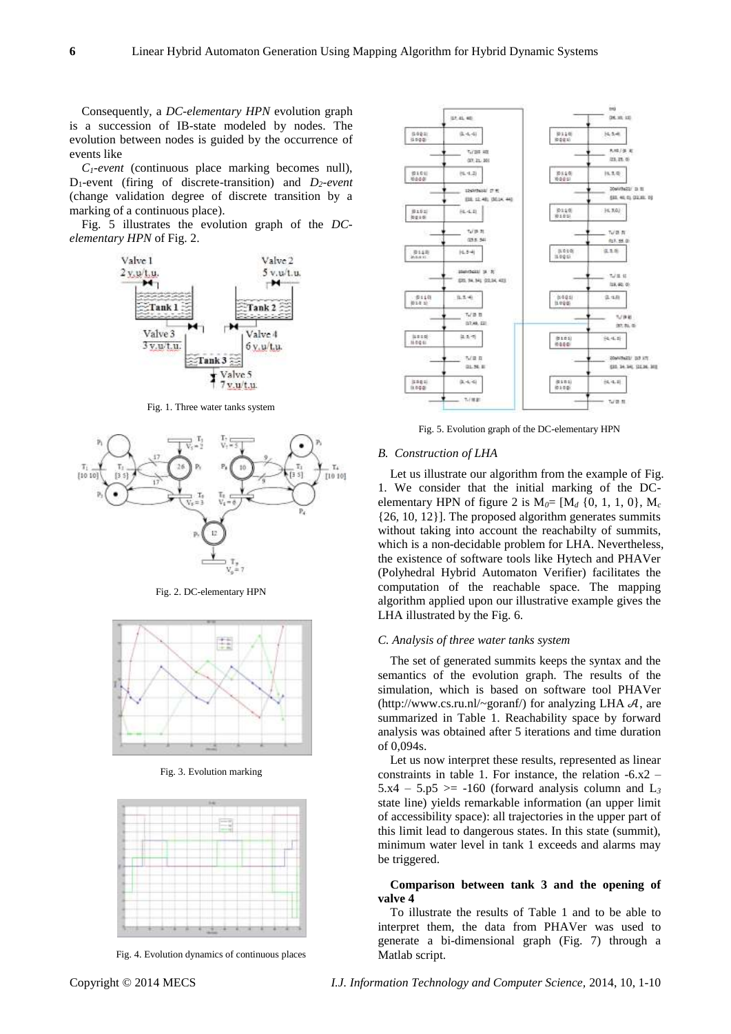Consequently, a *DC-elementary HPN* evolution graph is a succession of IB-state modeled by nodes. The evolution between nodes is guided by the occurrence of events like

*$C_1$-event* (continuous place marking becomes null), $D_1$-event (firing of discrete-transition) and *$D_2$-event* (change validation degree of discrete transition by a marking of a continuous place).

Fig. 5 illustrates the evolution graph of the *DC-elementary HPN* of Fig. 2.

Fig. 1. Three water tanks system

Fig. 2. DC-elementary HPN

Fig. 3. Evolution marking

Fig. 4. Evolution dynamics of continuous places

Fig. 5. Evolution graph of the DC-elementary HPN

### *B. Construction of LHA*

Let us illustrate our algorithm from the example of Fig. 1. We consider that the initial marking of the DC-elementary HPN of figure 2 is $M_0$= [$M_d$ {0, 1, 1, 0}, $M_c$ {26, 10, 12}]. The proposed algorithm generates summits without taking into account the reachabilty of summits, which is a non-decidable problem for LHA. Nevertheless, the existence of software tools like Hytech and PHAVer (Polyhedral Hybrid Automaton Verifier) facilitates the computation of the reachable space. The mapping algorithm applied upon our illustrative example gives the LHA illustrated by the Fig. 6.

### *C. Analysis of three water tanks system*

The set of generated summits keeps the syntax and the semantics of the evolution graph. The results of the simulation, which is based on software tool PHAVer (http://www.cs.ru.nl/~goranf/) for analyzing LHA $\mathcal{A}$, are summarized in Table 1. Reachability space by forward analysis was obtained after 5 iterations and time duration of 0,094s.

Let us now interpret these results, represented as linear constraints in table 1. For instance, the relation $-6.x2 - 5.x4 - 5.p5 >= -160$ (forward analysis column and $L_3$ state line) yields remarkable information (an upper limit of accessibility space): all trajectories in the upper part of this limit lead to dangerous states. In this state (summit), minimum water level in tank 1 exceeds and alarms may be triggered.

**Comparison between tank 3 and the opening of valve 4**

To illustrate the results of Table 1 and to be able to interpret them, the data from PHAVer was used to generate a bi-dimensional graph (Fig. 7) through a Matlab script.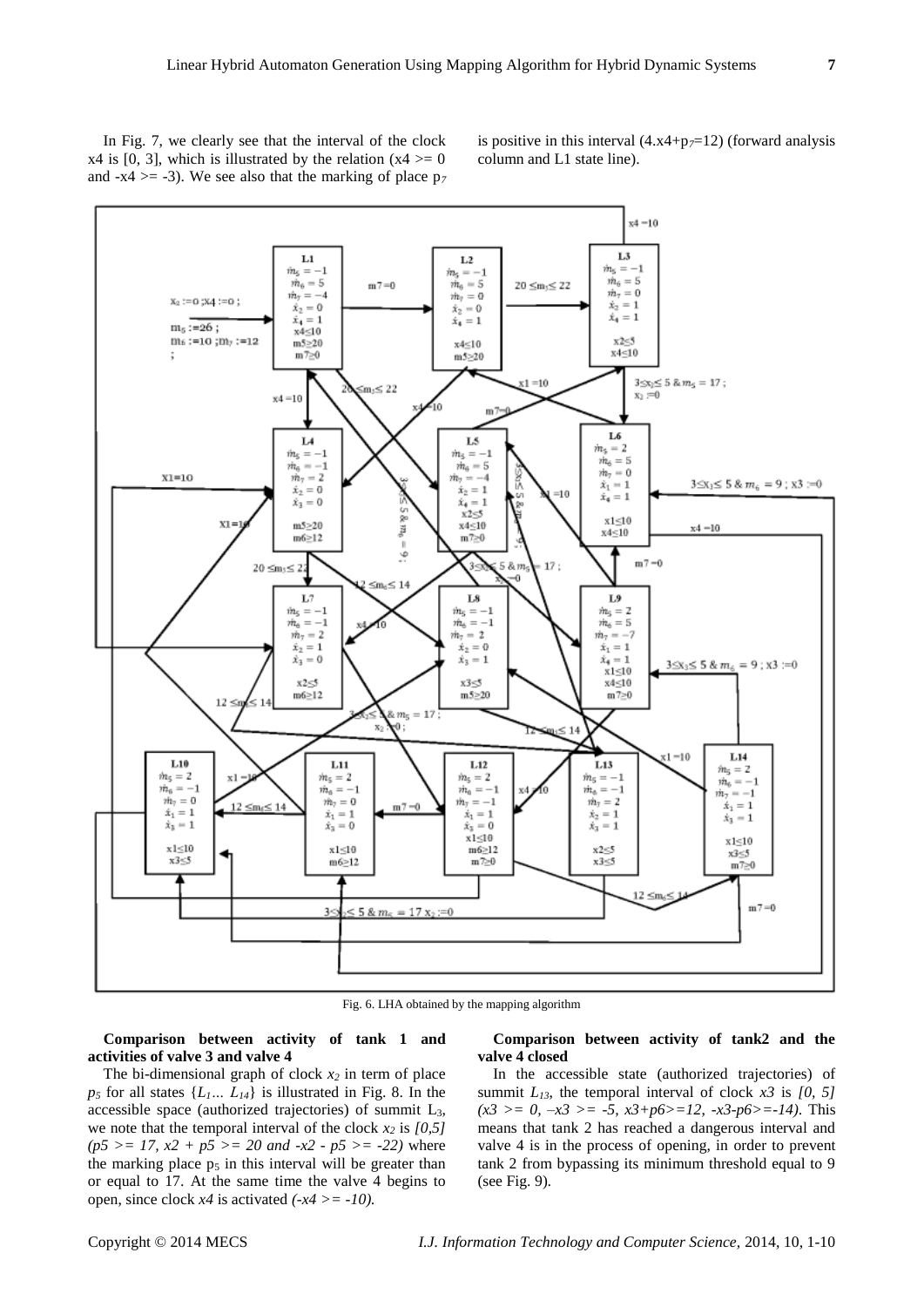In Fig. 7, we clearly see that the interval of the clock x4 is [0, 3], which is illustrated by the relation (x4 >= 0 and -x4 >= -3). We see also that the marking of place $p_7$ is positive in this interval ($4.x4+p_7=12$) (forward analysis column and L1 state line).

Fig. 6. LHA obtained by the mapping algorithm

**Comparison between activity of tank 1 and activities of valve 3 and valve 4**

The bi-dimensional graph of clock $x_2$ in term of place $p_5$ for all states $\{L_1 \ldots L_{14}\}$ is illustrated in Fig. 8. In the accessible space (authorized trajectories) of summit $L_3$, we note that the temporal interval of the clock $x_2$ is *[0,5] (p5 >= 17, x2 + p5 >= 20 and -x2 - p5 >= -22)* where the marking place $p_5$ in this interval will be greater than or equal to 17. At the same time the valve 4 begins to open, since clock *x4* is activated *(-x4 >= -10)*.

**Comparison between activity of tank2 and the valve 4 closed**

In the accessible state (authorized trajectories) of summit $L_{13}$, the temporal interval of clock *x3* is *[0, 5] (x3 >= 0, –x3 >= -5, x3+p6>=12, -x3-p6>=-14)*. This means that tank 2 has reached a dangerous interval and valve 4 is in the process of opening, in order to prevent tank 2 from bypassing its minimum threshold equal to 9 (see Fig. 9).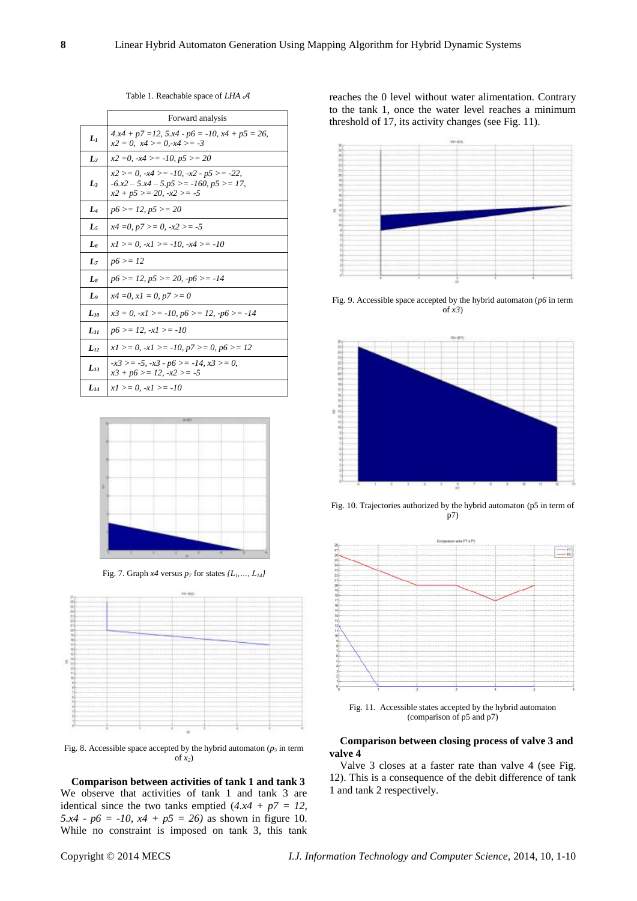Table 1. Reachable space of *LHA* $\mathcal{A}$

| | Forward analysis |
|---|---|
| $L_1$ | $4.x4 + p7 = 12, 5.x4 - p6 = -10, x4 + p5 = 26, x2 = 0, x4 >= 0, -x4 >= -3$ |
| $L_2$ | $x2 = 0, -x4 >= -10, p5 >= 20$ |
| $L_3$ | $x2 >= 0, -x4 >= -10, -x2 - p5 >= -22, -6.x2 - 5.x4 - 5.p5 >= -160, p5 >= 17, x2 + p5 >= 20, -x2 >= -5$ |
| $L_4$ | $p6 >= 12, p5 >= 20$ |
| $L_5$ | $x4 = 0, p7 >= 0, -x2 >= -5$ |
| $L_6$ | $x1 >= 0, -x1 >= -10, -x4 >= -10$ |
| $L_7$ | $p6 >= 12$ |
| $L_8$ | $p6 >= 12, p5 >= 20, -p6 >= -14$ |
| $L_9$ | $x4 = 0, x1 = 0, p7 >= 0$ |
| $L_{10}$ | $x3 = 0, -x1 >= -10, p6 >= 12, -p6 >= -14$ |
| $L_{11}$ | $p6 >= 12, -x1 >= -10$ |
| $L_{12}$ | $x1 >= 0, -x1 >= -10, p7 >= 0, p6 >= 12$ |
| $L_{13}$ | $-x3 >= -5, -x3 - p6 >= -14, x3 >= 0, x3 + p6 >= 12, -x2 >= -5$ |
| $L_{14}$ | $x1 >= 0, -x1 >= -10$ |

Fig. 7. Graph $x4$ versus $p_7$ for states $\{L_1,\ldots, L_{14}\}$

Fig. 8. Accessible space accepted by the hybrid automaton ($p_5$ in term of $x_2$)

**Comparison between activities of tank 1 and tank 3**

We observe that activities of tank 1 and tank 3 are identical since the two tanks emptied ($4.x4 + p7 = 12$, $5.x4 - p6 = -10$, $x4 + p5 = 26$) as shown in figure 10. While no constraint is imposed on tank 3, this tank reaches the 0 level without water alimentation. Contrary to the tank 1, once the water level reaches a minimum threshold of 17, its activity changes (see Fig. 11).

Fig. 9. Accessible space accepted by the hybrid automaton (*p6* in term of *x3*)

Fig. 10. Trajectories authorized by the hybrid automaton (p5 in term of p7)

Fig. 11. Accessible states accepted by the hybrid automaton (comparison of p5 and p7)

**Comparison between closing process of valve 3 and valve 4**

Valve 3 closes at a faster rate than valve 4 (see Fig. 12). This is a consequence of the debit difference of tank 1 and tank 2 respectively.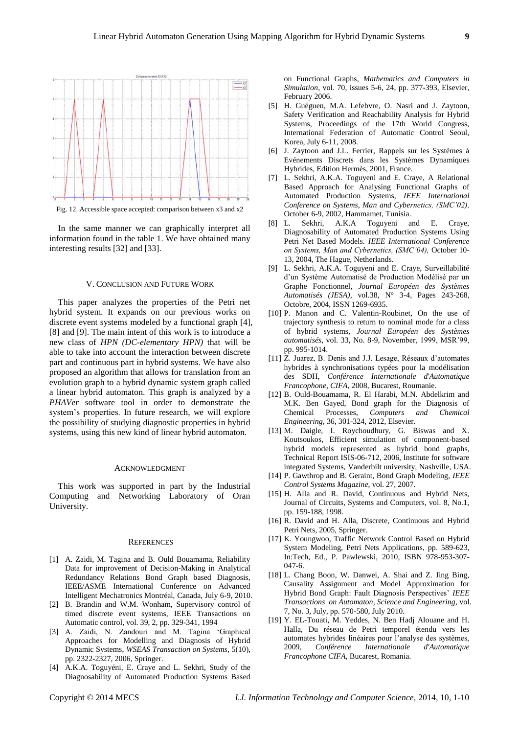Fig. 12. Accessible space accepted: comparison between x3 and x2

In the same manner we can graphically interpret all information found in the table 1. We have obtained many interesting results [32] and [33].

## V. Conclusion and Future Work

This paper analyzes the properties of the Petri net hybrid system. It expands on our previous works on discrete event systems modeled by a functional graph [4], [8] and [9]. The main intent of this work is to introduce a new class of *HPN (DC-elementary HPN)* that will be able to take into account the interaction between discrete part and continuous part in hybrid systems. We have also proposed an algorithm that allows for translation from an evolution graph to a hybrid dynamic system graph called a linear hybrid automaton. This graph is analyzed by a *PHAVer* software tool in order to demonstrate the system's properties. In future research, we will explore the possibility of studying diagnostic properties in hybrid systems, using this new kind of linear hybrid automaton.

## Acknowledgment

This work was supported in part by the Industrial Computing and Networking Laboratory of Oran University.

## References

[1] A. Zaidi, M. Tagina and B. Ould Bouamama, Reliability Data for improvement of Decision-Making in Analytical Redundancy Relations Bond Graph based Diagnosis, IEEE/ASME International Conference on Advanced Intelligent Mechatronics Montréal, Canada, July 6-9, 2010.

[2] B. Brandin and W.M. Wonham, Supervisory control of timed discrete event systems, IEEE Transactions on Automatic control, vol. 39, 2, pp. 329-341, 1994

[3] A. Zaidi, N. Zandouri and M. Tagina 'Graphical Approaches for Modelling and Diagnosis of Hybrid Dynamic Systems, *WSEAS Transaction on Systems*, 5(10), pp. 2322-2327, 2006, Springer.

[4] A.K.A. Toguyéni, E. Craye and L. Sekhri, Study of the Diagnosability of Automated Production Systems Based on Functional Graphs, *Mathematics and Computers in Simulation*, vol. 70, issues 5-6, 24, pp. 377-393, Elsevier, February 2006.

[5] H. Guéguen, M.A. Lefebvre, O. Nasri and J. Zaytoon, Safety Verification and Reachability Analysis for Hybrid Systems, Proceedings of the 17th World Congress, International Federation of Automatic Control Seoul, Korea, July 6-11, 2008.

[6] J. Zaytoon and J.L. Ferrier, Rappels sur les Systèmes à Evénements Discrets dans les Systèmes Dynamiques Hybrides, Edition Hermès, 2001, France.

[7] L. Sekhri, A.K.A. Toguyeni and E. Craye, A Relational Based Approach for Analysing Functional Graphs of Automated Production Systems, *IEEE International Conference on Systems, Man and Cybernetics, (SMC'02),* October 6-9, 2002, Hammamet, Tunisia.

[8] L. Sekhri, A.K.A Toguyeni and E. Craye, Diagnosability of Automated Production Systems Using Petri Net Based Models. *IEEE International Conference on Systems, Man and Cybernetics, (SMC'04),* October 10-13, 2004, The Hague, Netherlands.

[9] L. Sekhri, A.K.A. Toguyeni and E. Craye, Surveillabilité d'un Système Automatisé de Production Modélisé par un Graphe Fonctionnel, *Journal Européen des Systèmes Automatisés (JESA),* vol.38, N° 3-4, Pages 243-268, Octobre, 2004, ISSN 1269-6935.

[10] P. Manon and C. Valentin-Roubinet, On the use of trajectory synthesis to return to nominal mode for a class of hybrid systems, *Journal Européen des Systèmes automatisés*, vol. 33, No. 8-9, November, 1999, MSR'99, pp. 995-1014.

[11] Z. Juarez, B. Denis and J.J. Lesage, Réseaux d'automates hybrides à synchronisations typées pour la modélisation des SDH, *Conférence Internationale d'Automatique Francophone, CIFA*, 2008, Bucarest, Roumanie.

[12] B. Ould-Bouamama, R. El Harabi, M.N. Abdelkrim and M.K. Ben Gayed, Bond graph for the Diagnosis of Chemical Processes, *Computers and Chemical Engineering*, 36, 301-324, 2012, Elsevier.

[13] M. Daigle, I. Roychoudhury, G. Biswas and X. Koutsoukos, Efficient simulation of component-based hybrid models represented as hybrid bond graphs, Technical Report ISIS-06-712, 2006, Institute for software integrated Systems, Vanderbilt university, Nashville, USA.

[14] P. Gawthrop and B. Geraint, Bond Graph Modeling, *IEEE Control Systems Magazine*, vol. 27, 2007.

[15] H. Alla and R. David, Continuous and Hybrid Nets, Journal of Circuits, Systems and Computers, vol. 8, No.1, pp. 159-188, 1998.

[16] R. David and H. Alla, Discrete, Continuous and Hybrid Petri Nets, 2005, Springer.

[17] K. Youngwoo, Traffic Network Control Based on Hybrid System Modeling, Petri Nets Applications, pp. 589-623, In:Tech, Ed., P. Pawlewski, 2010, ISBN 978-953-307-047-6.

[18] L. Chang Boon, W. Danwei, A. Shai and Z. Jing Bing, Causality Assignment and Model Approximation for Hybrid Bond Graph: Fault Diagnosis Perspectives' *IEEE Transactions on Automaton, Science and Engineering*, vol. 7, No. 3, July, pp. 570-580, July 2010.

[19] Y. EL-Touati, M. Yeddes, N. Ben Hadj Alouane and H. Halla, Du réseau de Petri temporel étendu vers les automates hybrides linéaires pour l'analyse des systèmes, 2009, *Conférence Internationale d'Automatique Francophone CIFA*, Bucarest, Romania.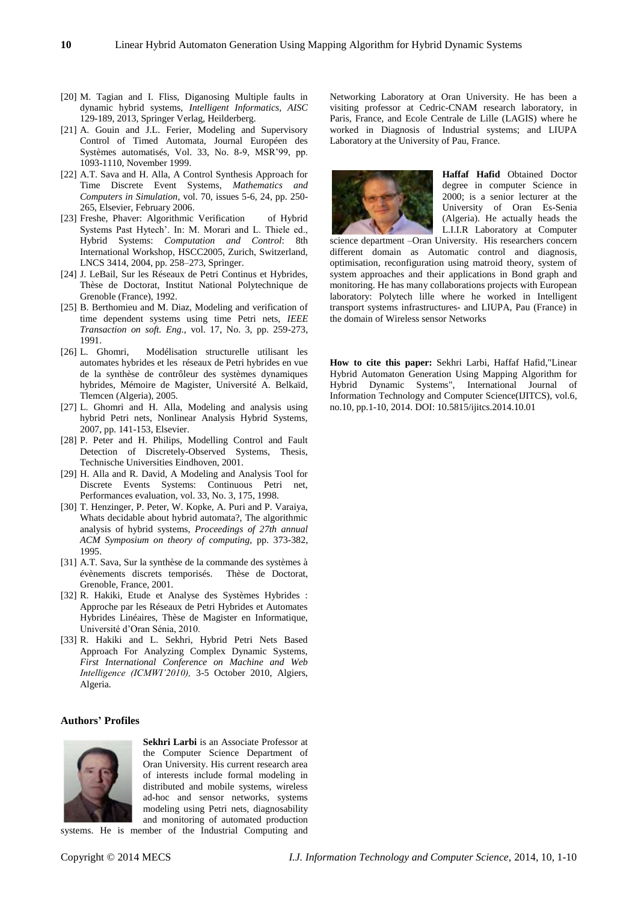[20] M. Tagian and I. Fliss, Diganosing Multiple faults in dynamic hybrid systems, *Intelligent Informatics, AISC* 129-189, 2013, Springer Verlag, Heilderberg.

[21] A. Gouin and J.L. Ferier, Modeling and Supervisory Control of Timed Automata, Journal Européen des Systèmes automatisés, Vol. 33, No. 8-9, MSR'99, pp. 1093-1110, November 1999.

[22] A.T. Sava and H. Alla, A Control Synthesis Approach for Time Discrete Event Systems, *Mathematics and Computers in Simulation*, vol. 70, issues 5-6, 24, pp. 250-265, Elsevier, February 2006.

[23] Freshe, Phaver: Algorithmic Verification of Hybrid Systems Past Hytech'. In: M. Morari and L. Thiele ed., Hybrid Systems: *Computation and Control*: 8th International Workshop, HSCC2005, Zurich, Switzerland, LNCS 3414, 2004, pp. 258–273, Springer.

[24] J. LeBail, Sur les Réseaux de Petri Continus et Hybrides, Thèse de Doctorat, Institut National Polytechnique de Grenoble (France), 1992.

[25] B. Berthomieu and M. Diaz, Modeling and verification of time dependent systems using time Petri nets, *IEEE Transaction on soft. Eng*., vol. 17, No. 3, pp. 259-273, 1991.

[26] L. Ghomri, Modélisation structurelle utilisant les automates hybrides et les réseaux de Petri hybrides en vue de la synthèse de contrôleur des systèmes dynamiques hybrides, Mémoire de Magister, Université A. Belkaïd, Tlemcen (Algeria), 2005.

[27] L. Ghomri and H. Alla, Modeling and analysis using hybrid Petri nets, Nonlinear Analysis Hybrid Systems, 2007, pp. 141-153, Elsevier.

[28] P. Peter and H. Philips, Modelling Control and Fault Detection of Discretely-Observed Systems, Thesis, Technische Universities Eindhoven, 2001.

[29] H. Alla and R. David, A Modeling and Analysis Tool for Discrete Events Systems: Continuous Petri net, Performances evaluation, vol. 33, No. 3, 175, 1998.

[30] T. Henzinger, P. Peter, W. Kopke, A. Puri and P. Varaiya, Whats decidable about hybrid automata?, The algorithmic analysis of hybrid systems, *Proceedings of 27th annual ACM Symposium on theory of computing*, pp. 373-382, 1995.

[31] A.T. Sava, Sur la synthèse de la commande des systèmes à évènements discrets temporisés. Thèse de Doctorat, Grenoble, France, 2001.

[32] R. Hakiki, Etude et Analyse des Systèmes Hybrides : Approche par les Réseaux de Petri Hybrides et Automates Hybrides Linéaires, Thèse de Magister en Informatique, Université d'Oran Sénia, 2010.

[33] R. Hakiki and L. Sekhri, Hybrid Petri Nets Based Approach For Analyzing Complex Dynamic Systems, *First International Conference on Machine and Web Intelligence (ICMWI'2010),* 3-5 October 2010, Algiers, Algeria.

### Authors' Profiles

**Sekhri Larbi** is an Associate Professor at the Computer Science Department of Oran University. His current research area of interests include formal modeling in distributed and mobile systems, wireless ad-hoc and sensor networks, systems modeling using Petri nets, diagnosability and monitoring of automated production systems. He is member of the Industrial Computing and Networking Laboratory at Oran University. He has been a visiting professor at Cedric-CNAM research laboratory, in Paris, France, and Ecole Centrale de Lille (LAGIS) where he worked in Diagnosis of Industrial systems; and LIUPA Laboratory at the University of Pau, France.

**Haffaf Hafid** Obtained Doctor degree in computer Science in 2000; is a senior lecturer at the University of Oran Es-Senia (Algeria). He actually heads the L.I.I.R Laboratory at Computer science department –Oran University. His researchers concern different domain as Automatic control and diagnosis, optimisation, reconfiguration using matroid theory, system of system approaches and their applications in Bond graph and monitoring. He has many collaborations projects with European laboratory: Polytech lille where he worked in Intelligent transport systems infrastructures- and LIUPA, Pau (France) in the domain of Wireless sensor Networks

**How to cite this paper:** Sekhri Larbi, Haffaf Hafid,"Linear Hybrid Automaton Generation Using Mapping Algorithm for Hybrid Dynamic Systems", International Journal of Information Technology and Computer Science(IJITCS), vol.6, no.10, pp.1-10, 2014. DOI: 10.5815/ijitcs.2014.10.01